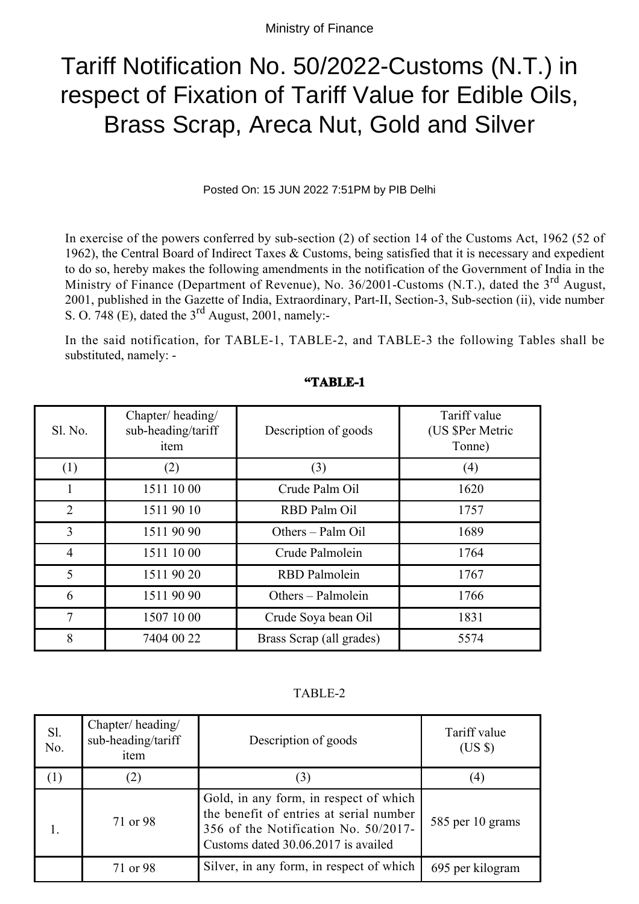Ministry of Finance

# Tariff Notification No. 50/2022-Customs (N.T.) in respect of Fixation of Tariff Value for Edible Oils, Brass Scrap, Areca Nut, Gold and Silver

Posted On: 15 JUN 2022 7:51PM by PIB Delhi

In exercise of the powers conferred by sub-section (2) of section 14 of the Customs Act, 1962 (52 of 1962), the Central Board of Indirect Taxes & Customs, being satisfied that it is necessary and expedient to do so, hereby makes the following amendments in the notification of the Government of India in the Ministry of Finance (Department of Revenue), No. 36/2001-Customs (N.T.), dated the 3rd August, 2001, published in the Gazette of India, Extraordinary, Part-II, Section-3, Sub-section (ii), vide number S. O. 748 (E), dated the 3rd August, 2001, namely:-

In the said notification, for TABLE-1, TABLE-2, and TABLE-3 the following Tables shall be substituted, namely: -

**"TABLE-1**

| Sl. No. | Chapter/ heading/ sub-heading/tariff item | Description of goods | Tariff value (US $Per Metric Tonne) |
|---|---|---|---|
| (1) | (2) | (3) | (4) |
| 1 | 1511 10 00 | Crude Palm Oil | 1620 |
| 2 | 1511 90 10 | RBD Palm Oil | 1757 |
| 3 | 1511 90 90 | Others – Palm Oil | 1689 |
| 4 | 1511 10 00 | Crude Palmolein | 1764 |
| 5 | 1511 90 20 | RBD Palmolein | 1767 |
| 6 | 1511 90 90 | Others – Palmolein | 1766 |
| 7 | 1507 10 00 | Crude Soya bean Oil | 1831 |
| 8 | 7404 00 22 | Brass Scrap (all grades) | 5574 |

TABLE-2

| Sl. No. | Chapter/ heading/ sub-heading/tariff item | Description of goods | Tariff value (US $) |
|---|---|---|---|
| (1) | (2) | (3) | (4) |
| 1. | 71 or 98 | Gold, in any form, in respect of which the benefit of entries at serial number 356 of the Notification No. 50/2017-Customs dated 30.06.2017 is availed | 585 per 10 grams |
| | 71 or 98 | Silver, in any form, in respect of which | 695 per kilogram |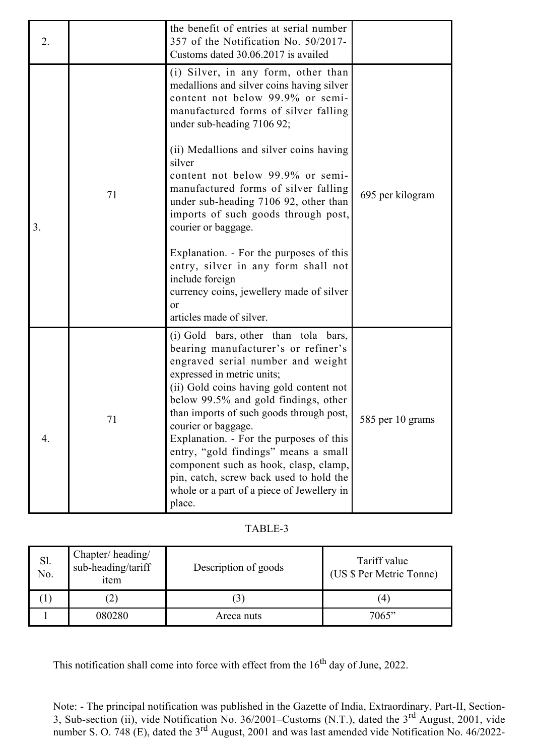| | | | |
|---|---|---|---|
| 2. | | the benefit of entries at serial number 357 of the Notification No. 50/2017-Customs dated 30.06.2017 is availed | |
| 3. | 71 | (i) Silver, in any form, other than medallions and silver coins having silver content not below 99.9% or semi-manufactured forms of silver falling under sub-heading 7106 92;<br><br>(ii) Medallions and silver coins having silver content not below 99.9% or semi-manufactured forms of silver falling under sub-heading 7106 92, other than imports of such goods through post, courier or baggage.<br><br>Explanation. - For the purposes of this entry, silver in any form shall not include foreign currency coins, jewellery made of silver or articles made of silver. | 695 per kilogram |
| 4. | 71 | (i) Gold bars, other than tola bars, bearing manufacturer's or refiner's engraved serial number and weight expressed in metric units;<br>(ii) Gold coins having gold content not below 99.5% and gold findings, other than imports of such goods through post, courier or baggage.<br>Explanation. - For the purposes of this entry, "gold findings" means a small component such as hook, clasp, clamp, pin, catch, screw back used to hold the whole or a part of a piece of Jewellery in place. | 585 per 10 grams |

TABLE-3

| Sl. No. | Chapter/ heading/ sub-heading/tariff item | Description of goods | Tariff value (US $ Per Metric Tonne) |
|---|---|---|---|
| (1) | (2) | (3) | (4) |
| 1 | 080280 | Areca nuts | 7065" |

This notification shall come into force with effect from the 16th day of June, 2022.

Note: - The principal notification was published in the Gazette of India, Extraordinary, Part-II, Section-3, Sub-section (ii), vide Notification No. 36/2001–Customs (N.T.), dated the 3rd August, 2001, vide number S. O. 748 (E), dated the 3rd August, 2001 and was last amended vide Notification No. 46/2022-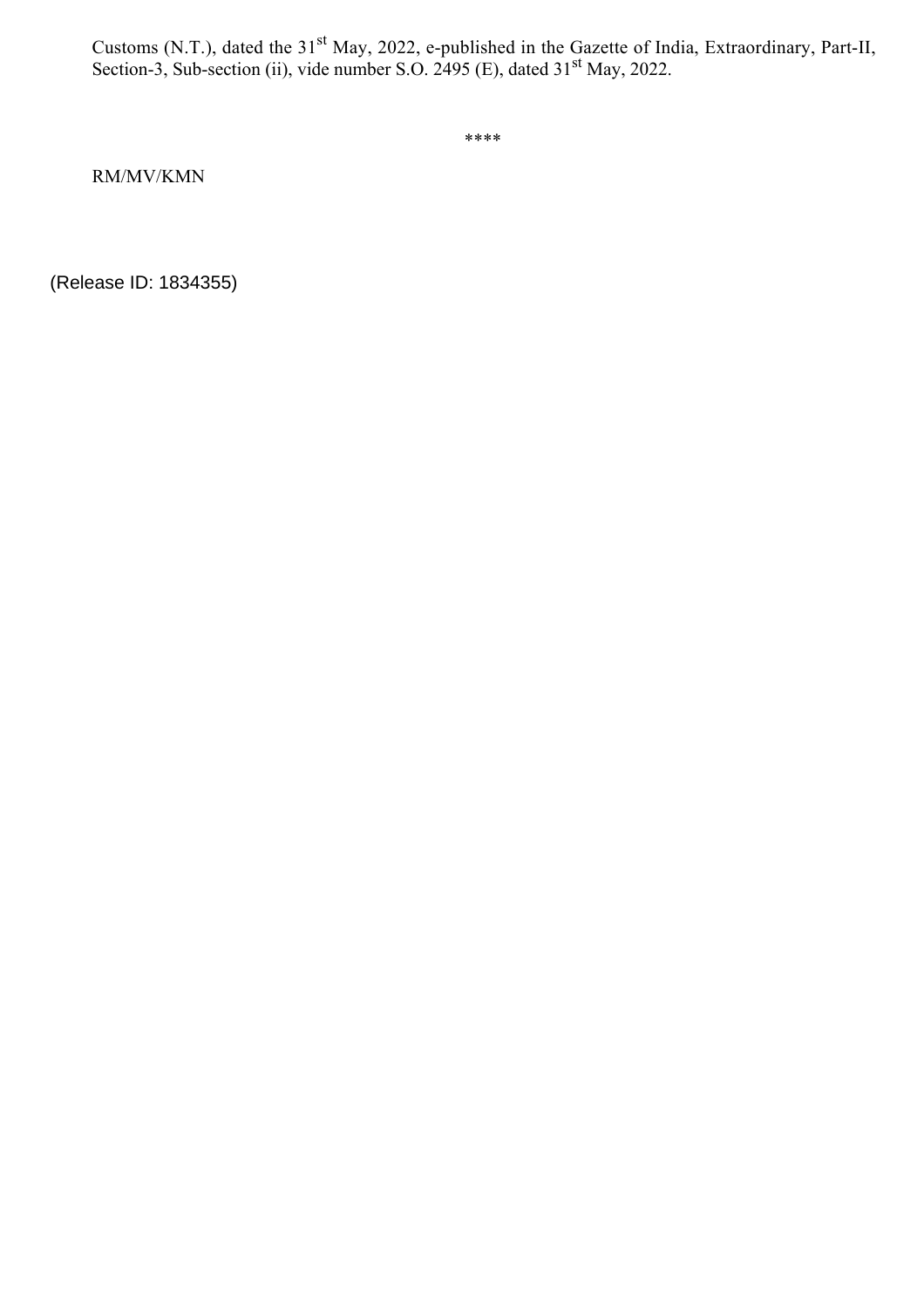Customs (N.T.), dated the 31st May, 2022, e-published in the Gazette of India, Extraordinary, Part-II, Section-3, Sub-section (ii), vide number S.O. 2495 (E), dated 31st May, 2022.

****

RM/MV/KMN

(Release ID: 1834355)